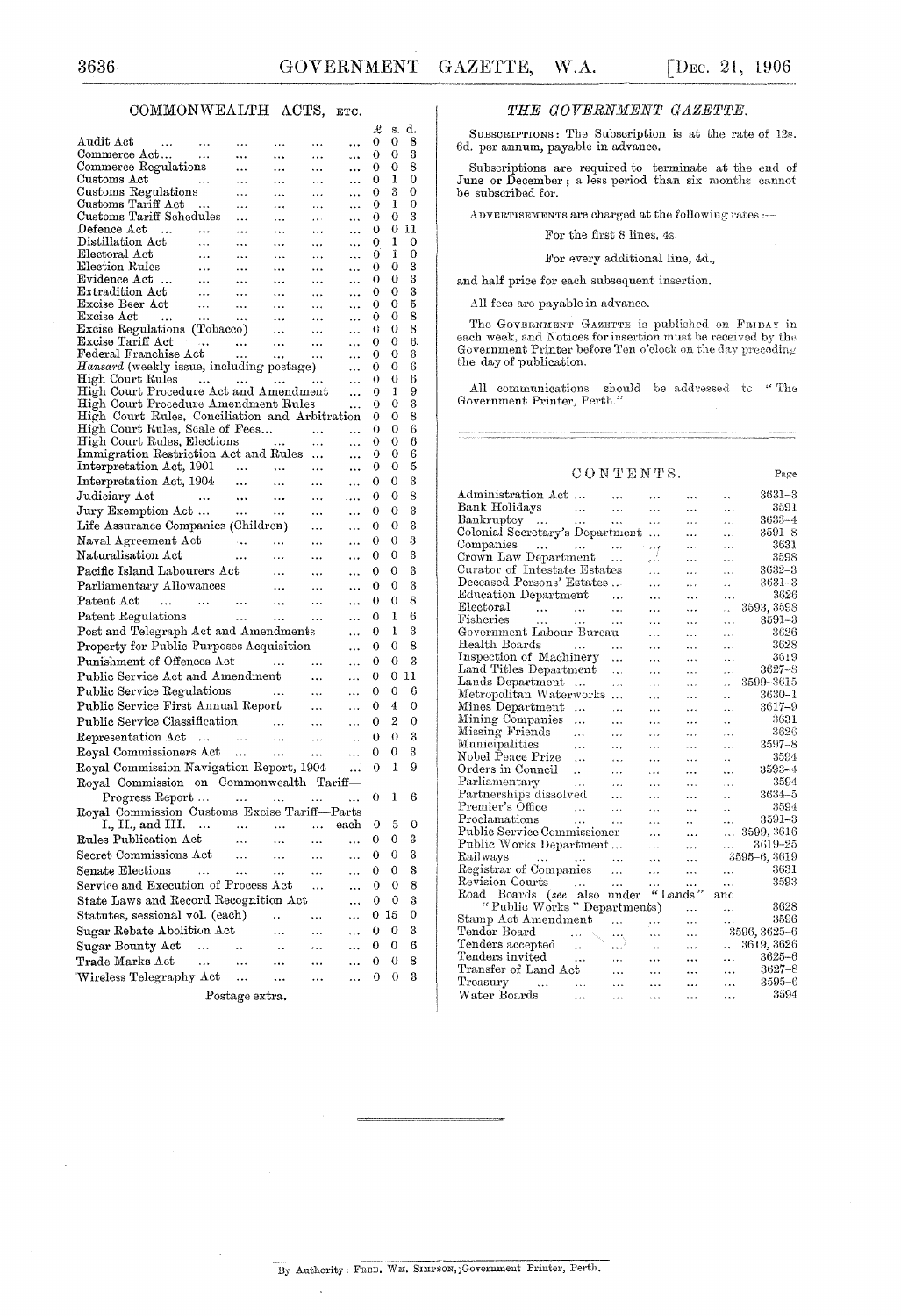## COMMONWEALTH ACTS, ETC.

| | £ | s. | d. |
|---|---|---|---|
| Audit Act | 0 | 0 | 8 |
| Commerce Act... | 0 | 0 | 3 |
| Commerce Regulations | 0 | 0 | 8 |
| Customs Act | 0 | 1 | 0 |
| Customs Regulations | 0 | 3 | 0 |
| Customs Tariff Act | 0 | 1 | 0 |
| Customs Tariff Schedules | 0 | 0 | 3 |
| Defence Act | 0 | 0 | 11 |
| Distillation Act | 0 | 1 | 0 |
| Electoral Act | 0 | 1 | 0 |
| Election Rules | 0 | 0 | 3 |
| Evidence Act ... | 0 | 0 | 3 |
| Extradition Act | 0 | 0 | 3 |
| Excise Beer Act | 0 | 0 | 5 |
| Excise Act | 0 | 0 | 8 |
| Excise Regulations (Tobacco) | 0 | 0 | 8 |
| Excise Tariff Act | 0 | 0 | 6 |
| Federal Franchise Act | 0 | 0 | 3 |
| *Hansard* (weekly issue, including postage) | 0 | 0 | 6 |
| High Court Rules | 0 | 0 | 6 |
| High Court Procedure Act and Amendment | 0 | 1 | 9 |
| High Court Procedure Amendment Rules | 0 | 0 | 3 |
| High Court Rules, Conciliation and Arbitration | 0 | 0 | 8 |
| High Court Rules, Scale of Fees... | 0 | 0 | 6 |
| High Court Rules, Elections | 0 | 0 | 6 |
| Immigration Restriction Act and Rules ... | 0 | 0 | 6 |
| Interpretation Act, 1901 | 0 | 0 | 5 |
| Interpretation Act, 1904 | 0 | 0 | 3 |
| Judiciary Act | 0 | 0 | 8 |
| Jury Exemption Act ... | 0 | 0 | 3 |
| Life Assurance Companies (Children) | 0 | 0 | 3 |
| Naval Agreement Act | 0 | 0 | 3 |
| Naturalisation Act | 0 | 0 | 3 |
| Pacific Island Labourers Act | 0 | 0 | 3 |
| Parliamentary Allowances | 0 | 0 | 3 |
| Patent Act | 0 | 0 | 8 |
| Patent Regulations | 0 | 1 | 6 |
| Post and Telegraph Act and Amendments | 0 | 1 | 3 |
| Property for Public Purposes Acquisition | 0 | 0 | 8 |
| Punishment of Offences Act | 0 | 0 | 3 |
| Public Service Act and Amendment | 0 | 0 | 11 |
| Public Service Regulations | 0 | 0 | 6 |
| Public Service First Annual Report | 0 | 4 | 0 |
| Public Service Classification | 0 | 2 | 0 |
| Representation Act ... | 0 | 0 | 3 |
| Royal Commissioners Act | 0 | 0 | 3 |
| Royal Commission Navigation Report, 1904 | 0 | 1 | 9 |
| Royal Commission on Commonwealth Tariff—Progress Report ... | 0 | 1 | 6 |
| Royal Commission Customs Excise Tariff—Parts I., II., and III. ... each | 0 | 5 | 0 |
| Rules Publication Act | 0 | 0 | 3 |
| Secret Commissions Act | 0 | 0 | 3 |
| Senate Elections | 0 | 0 | 3 |
| Service and Execution of Process Act | 0 | 0 | 8 |
| State Laws and Record Recognition Act | 0 | 0 | 3 |
| Statutes, sessional vol. (each) | 0 | 15 | 0 |
| Sugar Rebate Abolition Act | 0 | 0 | 3 |
| Sugar Bounty Act | 0 | 0 | 6 |
| Trade Marks Act | 0 | 0 | 8 |
| Wireless Telegraphy Act | 0 | 0 | 3 |

Postage extra.

## *THE GOVERNMENT GAZETTE.*

SUBSCRIPTIONS: The Subscription is at the rate of 12s. 6d. per annum, payable in advance.

Subscriptions are required to terminate at the end of June or December; a less period than six months cannot be subscribed for.

ADVERTISEMENTS are charged at the following rates:—

For the first 8 lines, 4s.

For every additional line, 4d.,

and half price for each subsequent insertion.

All fees are payable in advance.

The GOVERNMENT GAZETTE is published on FRIDAY in each week, and Notices for insertion must be received by the Government Printer before Ten o'clock on the day preceding the day of publication.

All communications should be addressed to "The Government Printer, Perth."

## CONTENTS.

| | Page |
|---|---|
| Administration Act ... | 3631–3 |
| Bank Holidays | 3591 |
| Bankruptcy | 3633–4 |
| Colonial Secretary's Department ... | 3591–8 |
| Companies | 3631 |
| Crown Law Department | 3598 |
| Curator of Intestate Estates | 3632–3 |
| Deceased Persons' Estates ... | 3631–3 |
| Education Department | 3626 |
| Electoral | 3593, 3598 |
| Fisheries | 3591–3 |
| Government Labour Bureau | 3626 |
| Health Boards | 3628 |
| Inspection of Machinery | 3619 |
| Land Titles Department | 3627–8 |
| Lands Department ... | 3599–3615 |
| Metropolitan Waterworks ... | 3630–1 |
| Mines Department ... | 3617–9 |
| Mining Companies | 3631 |
| Missing Friends | 3626 |
| Municipalities | 3597–8 |
| Nobel Peace Prize | 3594 |
| Orders in Council | 3593–4 |
| Parliamentary | 3594 |
| Partnerships dissolved | 3634–5 |
| Premier's Office | 3594 |
| Proclamations | 3591–3 |
| Public Service Commissioner | 3599, 3616 |
| Public Works Department... | 3619–25 |
| Railways | 3595–6, 3619 |
| Registrar of Companies | 3631 |
| Revision Courts | 3593 |
| Road Boards (*see* also under "Lands" and "Public Works" Departments) | 3628 |
| Stamp Act Amendment | 3596 |
| Tender Board | 3596, 3625–6 |
| Tenders accepted | 3619, 3626 |
| Tenders invited | 3625–6 |
| Transfer of Land Act | 3627–8 |
| Treasury | 3595–6 |
| Water Boards | 3594 |

By Authority: FRED. WM. SIMPSON, Government Printer, Perth.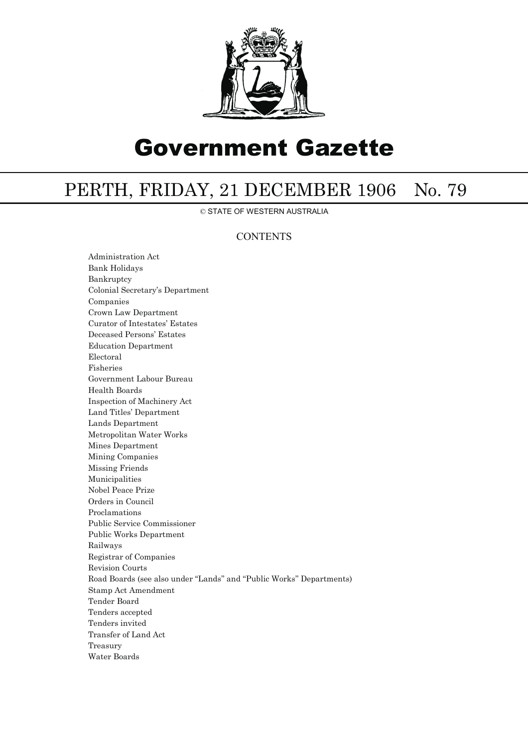# Government Gazette

## PERTH, FRIDAY, 21 DECEMBER 1906 No. 79

© STATE OF WESTERN AUSTRALIA

### CONTENTS

Administration Act
Bank Holidays
Bankruptcy
Colonial Secretary's Department
Companies
Crown Law Department
Curator of Intestates' Estates
Deceased Persons' Estates
Education Department
Electoral
Fisheries
Government Labour Bureau
Health Boards
Inspection of Machinery Act
Land Titles' Department
Lands Department
Metropolitan Water Works
Mines Department
Mining Companies
Missing Friends
Municipalities
Nobel Peace Prize
Orders in Council
Proclamations
Public Service Commissioner
Public Works Department
Railways
Registrar of Companies
Revision Courts
Road Boards (see also under "Lands" and "Public Works" Departments)
Stamp Act Amendment
Tender Board
Tenders accepted
Tenders invited
Transfer of Land Act
Treasury
Water Boards